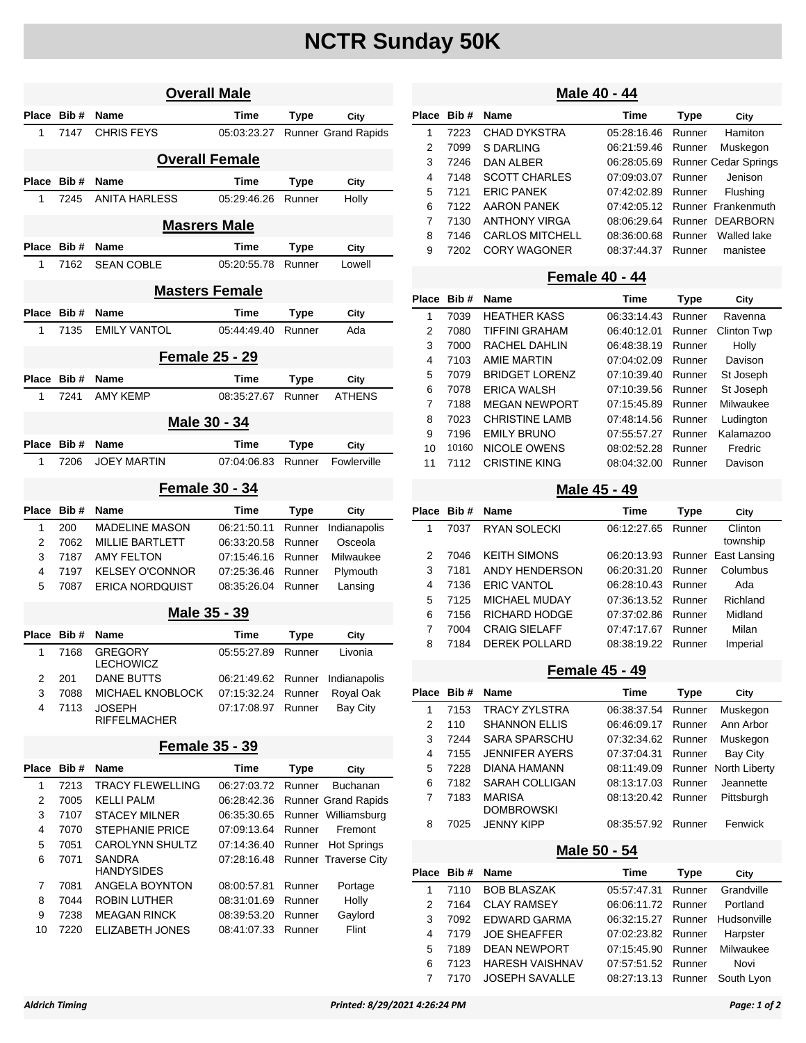# NCTR Sunday 50K

## Overall Male

| Place | Bib # | Name | Time | Type | City |
|---|---|---|---|---|---|
| 1 | 7147 | CHRIS FEYS | 05:03:23.27 | Runner | Grand Rapids |

## Overall Female

| Place | Bib # | Name | Time | Type | City |
|---|---|---|---|---|---|
| 1 | 7245 | ANITA HARLESS | 05:29:46.26 | Runner | Holly |

## Masrers Male

| Place | Bib # | Name | Time | Type | City |
|---|---|---|---|---|---|
| 1 | 7162 | SEAN COBLE | 05:20:55.78 | Runner | Lowell |

## Masters Female

| Place | Bib # | Name | Time | Type | City |
|---|---|---|---|---|---|
| 1 | 7135 | EMILY VANTOL | 05:44:49.40 | Runner | Ada |

## Female 25 - 29

| Place | Bib # | Name | Time | Type | City |
|---|---|---|---|---|---|
| 1 | 7241 | AMY KEMP | 08:35:27.67 | Runner | ATHENS |

## Male 30 - 34

| Place | Bib # | Name | Time | Type | City |
|---|---|---|---|---|---|
| 1 | 7206 | JOEY MARTIN | 07:04:06.83 | Runner | Fowlerville |

## Female 30 - 34

| Place | Bib # | Name | Time | Type | City |
|---|---|---|---|---|---|
| 1 | 200 | MADELINE MASON | 06:21:50.11 | Runner | Indianapolis |
| 2 | 7062 | MILLIE BARTLETT | 06:33:20.58 | Runner | Osceola |
| 3 | 7187 | AMY FELTON | 07:15:46.16 | Runner | Milwaukee |
| 4 | 7197 | KELSEY O'CONNOR | 07:25:36.46 | Runner | Plymouth |
| 5 | 7087 | ERICA NORDQUIST | 08:35:26.04 | Runner | Lansing |

## Male 35 - 39

| Place | Bib # | Name | Time | Type | City |
|---|---|---|---|---|---|
| 1 | 7168 | GREGORY LECHOWICZ | 05:55:27.89 | Runner | Livonia |
| 2 | 201 | DANE BUTTS | 06:21:49.62 | Runner | Indianapolis |
| 3 | 7088 | MICHAEL KNOBLOCK | 07:15:32.24 | Runner | Royal Oak |
| 4 | 7113 | JOSEPH RIFFELMACHER | 07:17:08.97 | Runner | Bay City |

## Female 35 - 39

| Place | Bib # | Name | Time | Type | City |
|---|---|---|---|---|---|
| 1 | 7213 | TRACY FLEWELLING | 06:27:03.72 | Runner | Buchanan |
| 2 | 7005 | KELLI PALM | 06:28:42.36 | Runner | Grand Rapids |
| 3 | 7107 | STACEY MILNER | 06:35:30.65 | Runner | Williamsburg |
| 4 | 7070 | STEPHANIE PRICE | 07:09:13.64 | Runner | Fremont |
| 5 | 7051 | CAROLYNN SHULTZ | 07:14:36.40 | Runner | Hot Springs |
| 6 | 7071 | SANDRA HANDYSIDES | 07:28:16.48 | Runner | Traverse City |
| 7 | 7081 | ANGELA BOYNTON | 08:00:57.81 | Runner | Portage |
| 8 | 7044 | ROBIN LUTHER | 08:31:01.69 | Runner | Holly |
| 9 | 7238 | MEAGAN RINCK | 08:39:53.20 | Runner | Gaylord |
| 10 | 7220 | ELIZABETH JONES | 08:41:07.33 | Runner | Flint |

## Male 40 - 44

| Place | Bib # | Name | Time | Type | City |
|---|---|---|---|---|---|
| 1 | 7223 | CHAD DYKSTRA | 05:28:16.46 | Runner | Hamiton |
| 2 | 7099 | S DARLING | 06:21:59.46 | Runner | Muskegon |
| 3 | 7246 | DAN ALBER | 06:28:05.69 | Runner | Cedar Springs |
| 4 | 7148 | SCOTT CHARLES | 07:09:03.07 | Runner | Jenison |
| 5 | 7121 | ERIC PANEK | 07:42:02.89 | Runner | Flushing |
| 6 | 7122 | AARON PANEK | 07:42:05.12 | Runner | Frankenmuth |
| 7 | 7130 | ANTHONY VIRGA | 08:06:29.64 | Runner | DEARBORN |
| 8 | 7146 | CARLOS MITCHELL | 08:36:00.68 | Runner | Walled lake |
| 9 | 7202 | CORY WAGONER | 08:37:44.37 | Runner | manistee |

## Female 40 - 44

| Place | Bib # | Name | Time | Type | City |
|---|---|---|---|---|---|
| 1 | 7039 | HEATHER KASS | 06:33:14.43 | Runner | Ravenna |
| 2 | 7080 | TIFFINI GRAHAM | 06:40:12.01 | Runner | Clinton Twp |
| 3 | 7000 | RACHEL DAHLIN | 06:48:38.19 | Runner | Holly |
| 4 | 7103 | AMIE MARTIN | 07:04:02.09 | Runner | Davison |
| 5 | 7079 | BRIDGET LORENZ | 07:10:39.40 | Runner | St Joseph |
| 6 | 7078 | ERICA WALSH | 07:10:39.56 | Runner | St Joseph |
| 7 | 7188 | MEGAN NEWPORT | 07:15:45.89 | Runner | Milwaukee |
| 8 | 7023 | CHRISTINE LAMB | 07:48:14.56 | Runner | Ludington |
| 9 | 7196 | EMILY BRUNO | 07:55:57.27 | Runner | Kalamazoo |
| 10 | 10160 | NICOLE OWENS | 08:02:52.28 | Runner | Fredric |
| 11 | 7112 | CRISTINE KING | 08:04:32.00 | Runner | Davison |

## Male 45 - 49

| Place | Bib # | Name | Time | Type | City |
|---|---|---|---|---|---|
| 1 | 7037 | RYAN SOLECKI | 06:12:27.65 | Runner | Clinton township |
| 2 | 7046 | KEITH SIMONS | 06:20:13.93 | Runner | East Lansing |
| 3 | 7181 | ANDY HENDERSON | 06:20:31.20 | Runner | Columbus |
| 4 | 7136 | ERIC VANTOL | 06:28:10.43 | Runner | Ada |
| 5 | 7125 | MICHAEL MUDAY | 07:36:13.52 | Runner | Richland |
| 6 | 7156 | RICHARD HODGE | 07:37:02.86 | Runner | Midland |
| 7 | 7004 | CRAIG SIELAFF | 07:47:17.67 | Runner | Milan |
| 8 | 7184 | DEREK POLLARD | 08:38:19.22 | Runner | Imperial |

## Female 45 - 49

| Place | Bib # | Name | Time | Type | City |
|---|---|---|---|---|---|
| 1 | 7153 | TRACY ZYLSTRA | 06:38:37.54 | Runner | Muskegon |
| 2 | 110 | SHANNON ELLIS | 06:46:09.17 | Runner | Ann Arbor |
| 3 | 7244 | SARA SPARSCHU | 07:32:34.62 | Runner | Muskegon |
| 4 | 7155 | JENNIFER AYERS | 07:37:04.31 | Runner | Bay City |
| 5 | 7228 | DIANA HAMANN | 08:11:49.09 | Runner | North Liberty |
| 6 | 7182 | SARAH COLLIGAN | 08:13:17.03 | Runner | Jeannette |
| 7 | 7183 | MARISA DOMBROWSKI | 08:13:20.42 | Runner | Pittsburgh |
| 8 | 7025 | JENNY KIPP | 08:35:57.92 | Runner | Fenwick |

## Male 50 - 54

| Place | Bib # | Name | Time | Type | City |
|---|---|---|---|---|---|
| 1 | 7110 | BOB BLASZAK | 05:57:47.31 | Runner | Grandville |
| 2 | 7164 | CLAY RAMSEY | 06:06:11.72 | Runner | Portland |
| 3 | 7092 | EDWARD GARMA | 06:32:15.27 | Runner | Hudsonville |
| 4 | 7179 | JOE SHEAFFER | 07:02:23.82 | Runner | Harpster |
| 5 | 7189 | DEAN NEWPORT | 07:15:45.90 | Runner | Milwaukee |
| 6 | 7123 | HARESH VAISHNAV | 07:57:51.52 | Runner | Novi |
| 7 | 7170 | JOSEPH SAVALLE | 08:27:13.13 | Runner | South Lyon |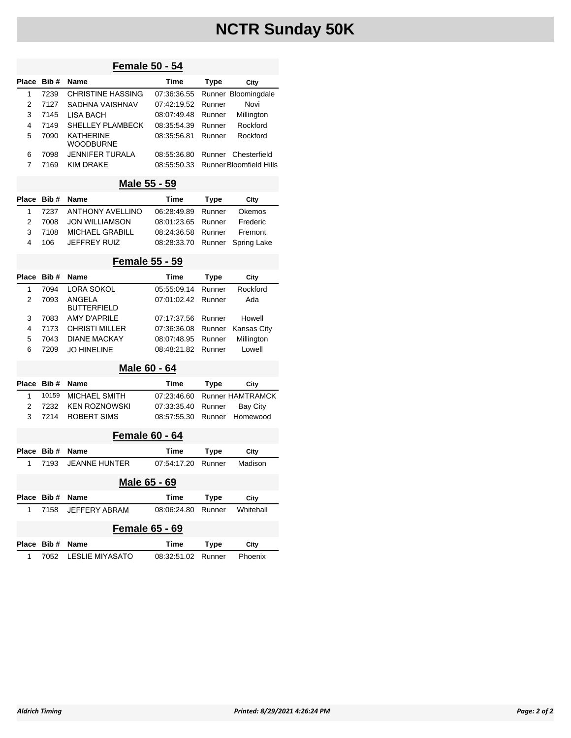# NCTR Sunday 50K

## Female 50 - 54

| Place | Bib # | Name | Time | Type | City |
|---|---|---|---|---|---|
| 1 | 7239 | CHRISTINE HASSING | 07:36:36.55 | Runner | Bloomingdale |
| 2 | 7127 | SADHNA VAISHNAV | 07:42:19.52 | Runner | Novi |
| 3 | 7145 | LISA BACH | 08:07:49.48 | Runner | Millington |
| 4 | 7149 | SHELLEY PLAMBECK | 08:35:54.39 | Runner | Rockford |
| 5 | 7090 | KATHERINE WOODBURNE | 08:35:56.81 | Runner | Rockford |
| 6 | 7098 | JENNIFER TURALA | 08:55:36.80 | Runner | Chesterfield |
| 7 | 7169 | KIM DRAKE | 08:55:50.33 | Runner | Bloomfield Hills |

## Male 55 - 59

| Place | Bib # | Name | Time | Type | City |
|---|---|---|---|---|---|
| 1 | 7237 | ANTHONY AVELLINO | 06:28:49.89 | Runner | Okemos |
| 2 | 7008 | JON WILLIAMSON | 08:01:23.65 | Runner | Frederic |
| 3 | 7108 | MICHAEL GRABILL | 08:24:36.58 | Runner | Fremont |
| 4 | 106 | JEFFREY RUIZ | 08:28:33.70 | Runner | Spring Lake |

## Female 55 - 59

| Place | Bib # | Name | Time | Type | City |
|---|---|---|---|---|---|
| 1 | 7094 | LORA SOKOL | 05:55:09.14 | Runner | Rockford |
| 2 | 7093 | ANGELA BUTTERFIELD | 07:01:02.42 | Runner | Ada |
| 3 | 7083 | AMY D'APRILE | 07:17:37.56 | Runner | Howell |
| 4 | 7173 | CHRISTI MILLER | 07:36:36.08 | Runner | Kansas City |
| 5 | 7043 | DIANE MACKAY | 08:07:48.95 | Runner | Millington |
| 6 | 7209 | JO HINELINE | 08:48:21.82 | Runner | Lowell |

## Male 60 - 64

| Place | Bib # | Name | Time | Type | City |
|---|---|---|---|---|---|
| 1 | 10159 | MICHAEL SMITH | 07:23:46.60 | Runner | HAMTRAMCK |
| 2 | 7232 | KEN ROZNOWSKI | 07:33:35.40 | Runner | Bay City |
| 3 | 7214 | ROBERT SIMS | 08:57:55.30 | Runner | Homewood |

## Female 60 - 64

| Place | Bib # | Name | Time | Type | City |
|---|---|---|---|---|---|
| 1 | 7193 | JEANNE HUNTER | 07:54:17.20 | Runner | Madison |

## Male 65 - 69

| Place | Bib # | Name | Time | Type | City |
|---|---|---|---|---|---|
| 1 | 7158 | JEFFERY ABRAM | 08:06:24.80 | Runner | Whitehall |

## Female 65 - 69

| Place | Bib # | Name | Time | Type | City |
|---|---|---|---|---|---|
| 1 | 7052 | LESLIE MIYASATO | 08:32:51.02 | Runner | Phoenix |